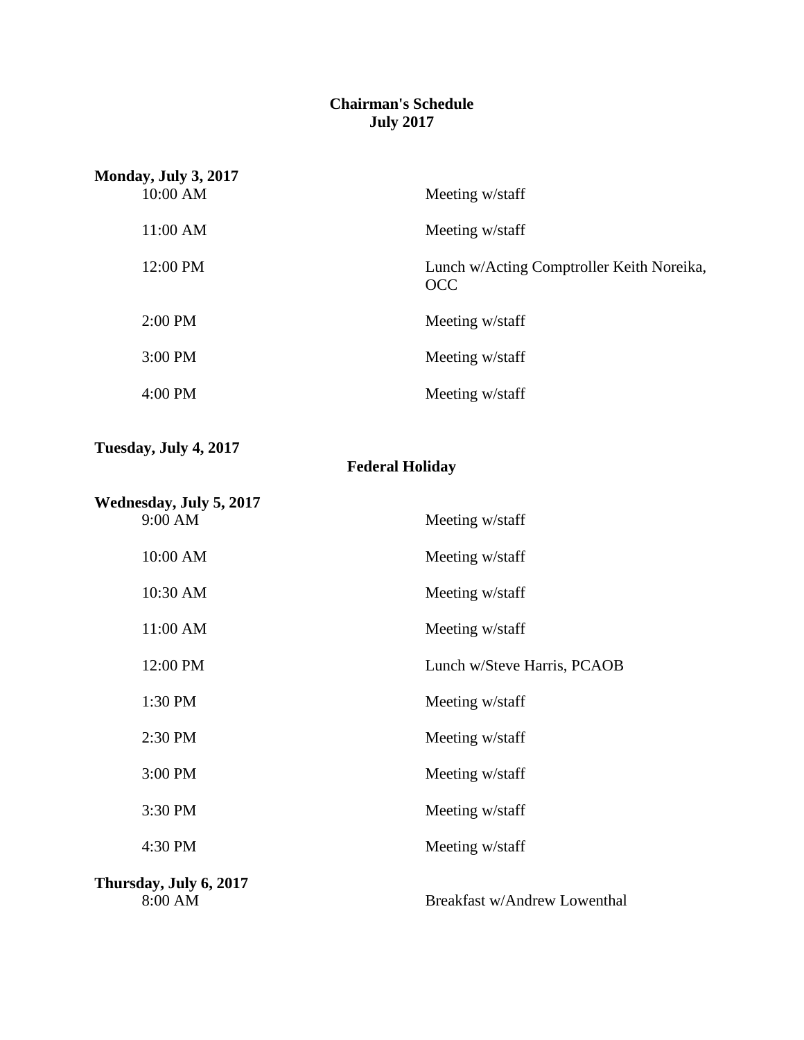# Chairman's Schedule
## July 2017

**Monday, July 3, 2017**

| | |
|---|---|
| 10:00 AM | Meeting w/staff |
| 11:00 AM | Meeting w/staff |
| 12:00 PM | Lunch w/Acting Comptroller Keith Noreika, OCC |
| 2:00 PM | Meeting w/staff |
| 3:00 PM | Meeting w/staff |
| 4:00 PM | Meeting w/staff |

**Tuesday, July 4, 2017**

**Federal Holiday**

**Wednesday, July 5, 2017**

| | |
|---|---|
| 9:00 AM | Meeting w/staff |
| 10:00 AM | Meeting w/staff |
| 10:30 AM | Meeting w/staff |
| 11:00 AM | Meeting w/staff |
| 12:00 PM | Lunch w/Steve Harris, PCAOB |
| 1:30 PM | Meeting w/staff |
| 2:30 PM | Meeting w/staff |
| 3:00 PM | Meeting w/staff |
| 3:30 PM | Meeting w/staff |
| 4:30 PM | Meeting w/staff |

**Thursday, July 6, 2017**

| | |
|---|---|
| 8:00 AM | Breakfast w/Andrew Lowenthal |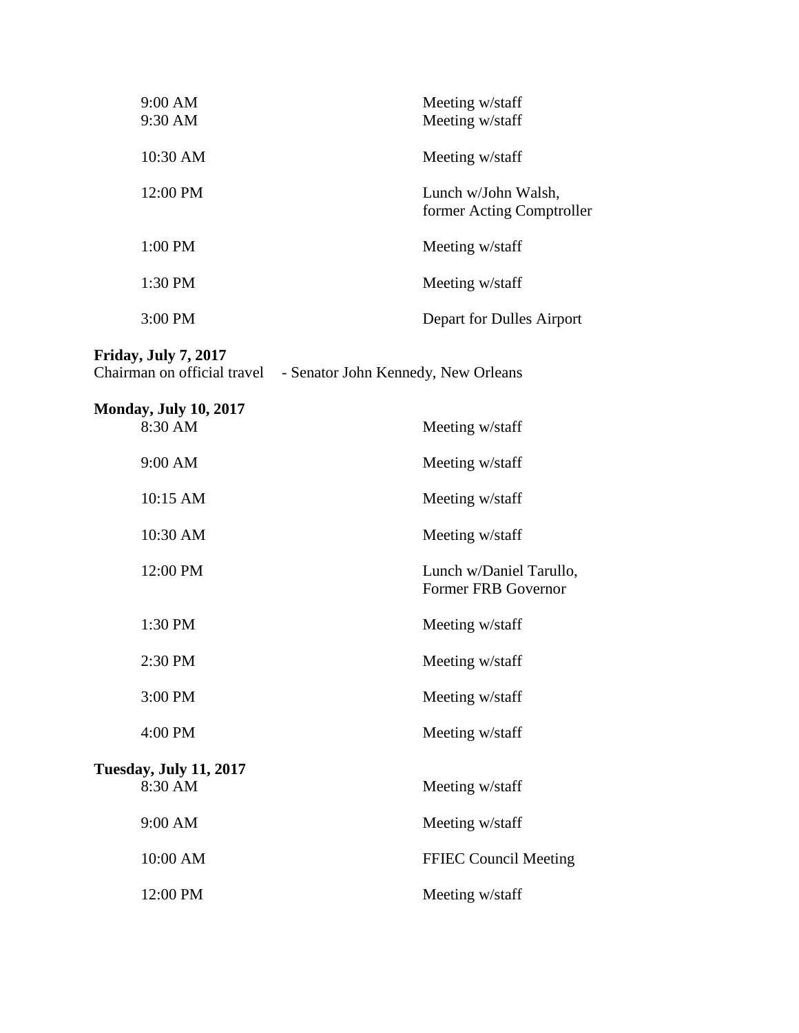| | |
|---|---|
| 9:00 AM | Meeting w/staff |
| 9:30 AM | Meeting w/staff |
| 10:30 AM | Meeting w/staff |
| 12:00 PM | Lunch w/John Walsh, former Acting Comptroller |
| 1:00 PM | Meeting w/staff |
| 1:30 PM | Meeting w/staff |
| 3:00 PM | Depart for Dulles Airport |

**Friday, July 7, 2017**

Chairman on official travel - Senator John Kennedy, New Orleans

**Monday, July 10, 2017**

| | |
|---|---|
| 8:30 AM | Meeting w/staff |
| 9:00 AM | Meeting w/staff |
| 10:15 AM | Meeting w/staff |
| 10:30 AM | Meeting w/staff |
| 12:00 PM | Lunch w/Daniel Tarullo, Former FRB Governor |
| 1:30 PM | Meeting w/staff |
| 2:30 PM | Meeting w/staff |
| 3:00 PM | Meeting w/staff |
| 4:00 PM | Meeting w/staff |

**Tuesday, July 11, 2017**

| | |
|---|---|
| 8:30 AM | Meeting w/staff |
| 9:00 AM | Meeting w/staff |
| 10:00 AM | FFIEC Council Meeting |
| 12:00 PM | Meeting w/staff |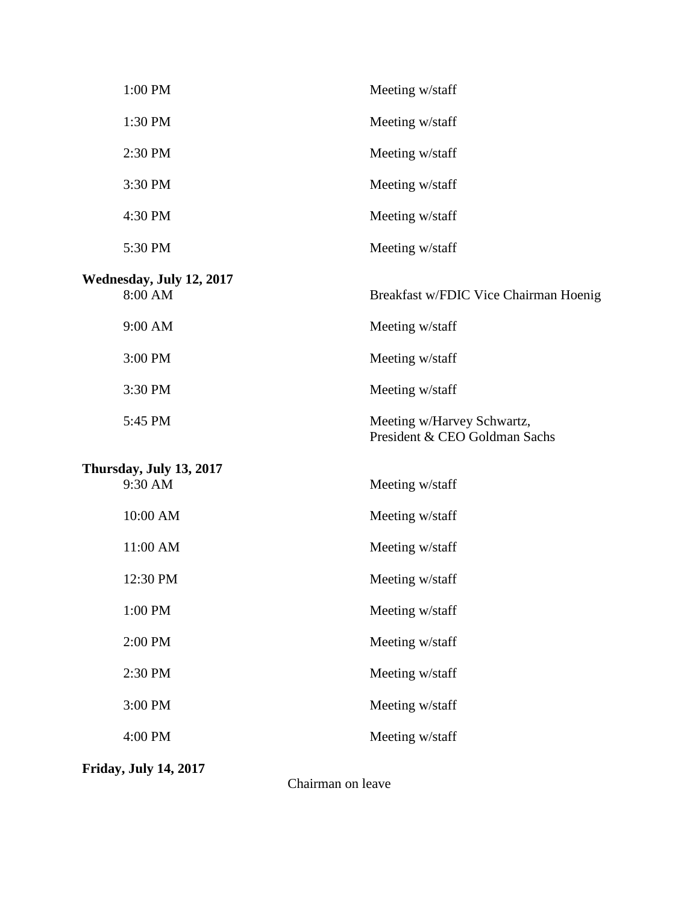| | |
|---|---|
| 1:00 PM | Meeting w/staff |
| 1:30 PM | Meeting w/staff |
| 2:30 PM | Meeting w/staff |
| 3:30 PM | Meeting w/staff |
| 4:30 PM | Meeting w/staff |
| 5:30 PM | Meeting w/staff |

**Wednesday, July 12, 2017**

| | |
|---|---|
| 8:00 AM | Breakfast w/FDIC Vice Chairman Hoenig |
| 9:00 AM | Meeting w/staff |
| 3:00 PM | Meeting w/staff |
| 3:30 PM | Meeting w/staff |
| 5:45 PM | Meeting w/Harvey Schwartz, President & CEO Goldman Sachs |

**Thursday, July 13, 2017**

| | |
|---|---|
| 9:30 AM | Meeting w/staff |
| 10:00 AM | Meeting w/staff |
| 11:00 AM | Meeting w/staff |
| 12:30 PM | Meeting w/staff |
| 1:00 PM | Meeting w/staff |
| 2:00 PM | Meeting w/staff |
| 2:30 PM | Meeting w/staff |
| 3:00 PM | Meeting w/staff |
| 4:00 PM | Meeting w/staff |

**Friday, July 14, 2017**

Chairman on leave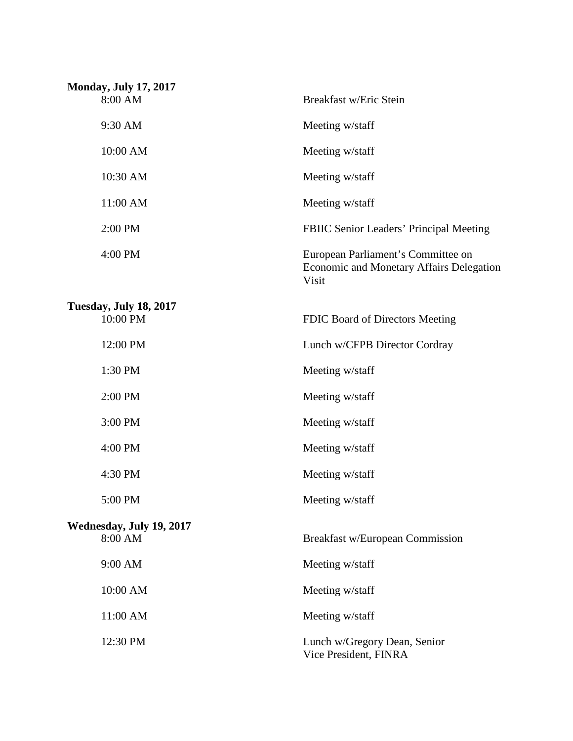**Monday, July 17, 2017**

| | |
|---|---|
| 8:00 AM | Breakfast w/Eric Stein |
| 9:30 AM | Meeting w/staff |
| 10:00 AM | Meeting w/staff |
| 10:30 AM | Meeting w/staff |
| 11:00 AM | Meeting w/staff |
| 2:00 PM | FBIIC Senior Leaders' Principal Meeting |
| 4:00 PM | European Parliament's Committee on Economic and Monetary Affairs Delegation Visit |

**Tuesday, July 18, 2017**

| | |
|---|---|
| 10:00 PM | FDIC Board of Directors Meeting |
| 12:00 PM | Lunch w/CFPB Director Cordray |
| 1:30 PM | Meeting w/staff |
| 2:00 PM | Meeting w/staff |
| 3:00 PM | Meeting w/staff |
| 4:00 PM | Meeting w/staff |
| 4:30 PM | Meeting w/staff |
| 5:00 PM | Meeting w/staff |

**Wednesday, July 19, 2017**

| | |
|---|---|
| 8:00 AM | Breakfast w/European Commission |
| 9:00 AM | Meeting w/staff |
| 10:00 AM | Meeting w/staff |
| 11:00 AM | Meeting w/staff |
| 12:30 PM | Lunch w/Gregory Dean, Senior Vice President, FINRA |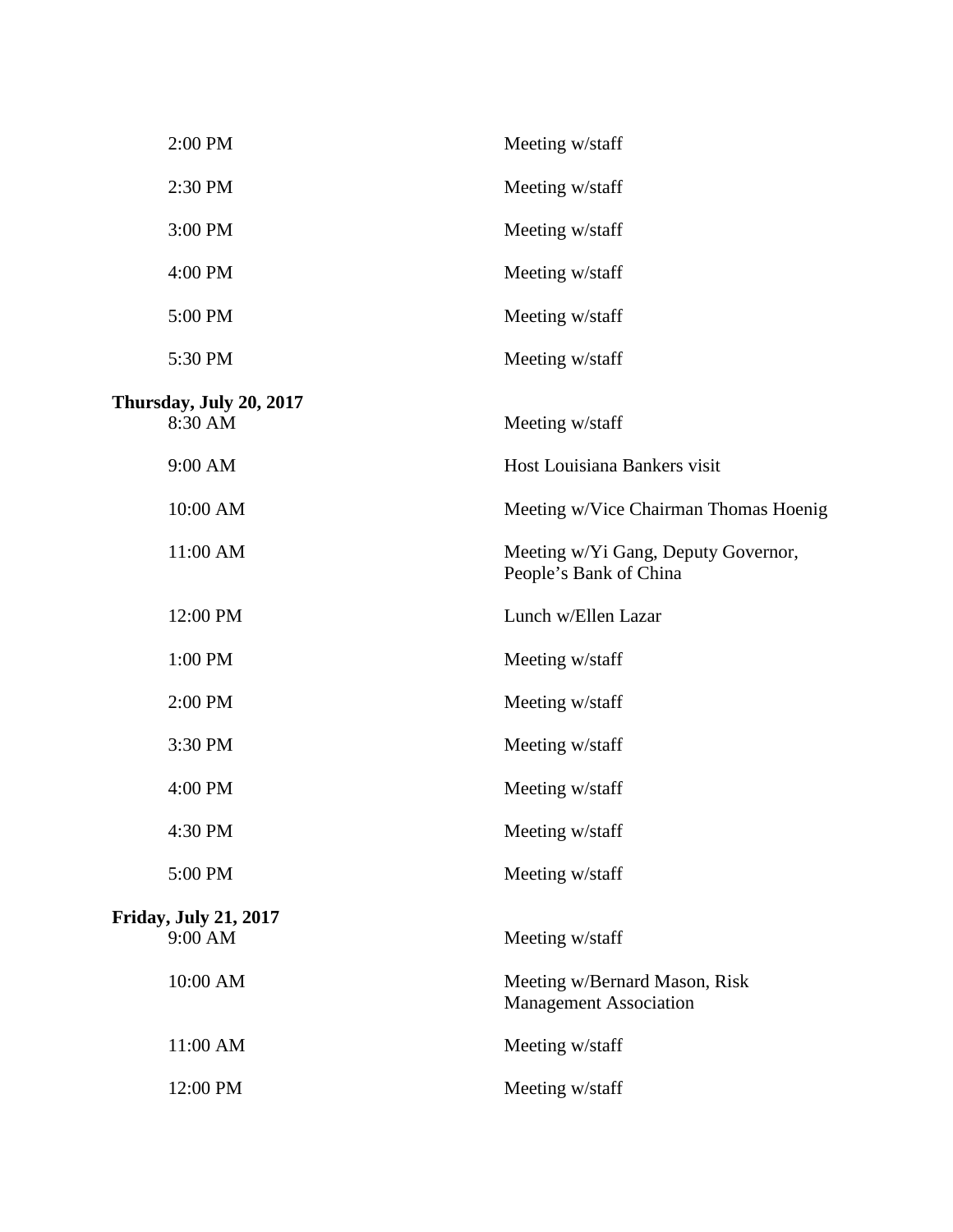| | |
|---|---|
| 2:00 PM | Meeting w/staff |
| 2:30 PM | Meeting w/staff |
| 3:00 PM | Meeting w/staff |
| 4:00 PM | Meeting w/staff |
| 5:00 PM | Meeting w/staff |
| 5:30 PM | Meeting w/staff |

**Thursday, July 20, 2017**

| | |
|---|---|
| 8:30 AM | Meeting w/staff |
| 9:00 AM | Host Louisiana Bankers visit |
| 10:00 AM | Meeting w/Vice Chairman Thomas Hoenig |
| 11:00 AM | Meeting w/Yi Gang, Deputy Governor, People's Bank of China |
| 12:00 PM | Lunch w/Ellen Lazar |
| 1:00 PM | Meeting w/staff |
| 2:00 PM | Meeting w/staff |
| 3:30 PM | Meeting w/staff |
| 4:00 PM | Meeting w/staff |
| 4:30 PM | Meeting w/staff |
| 5:00 PM | Meeting w/staff |

**Friday, July 21, 2017**

| | |
|---|---|
| 9:00 AM | Meeting w/staff |
| 10:00 AM | Meeting w/Bernard Mason, Risk Management Association |
| 11:00 AM | Meeting w/staff |
| 12:00 PM | Meeting w/staff |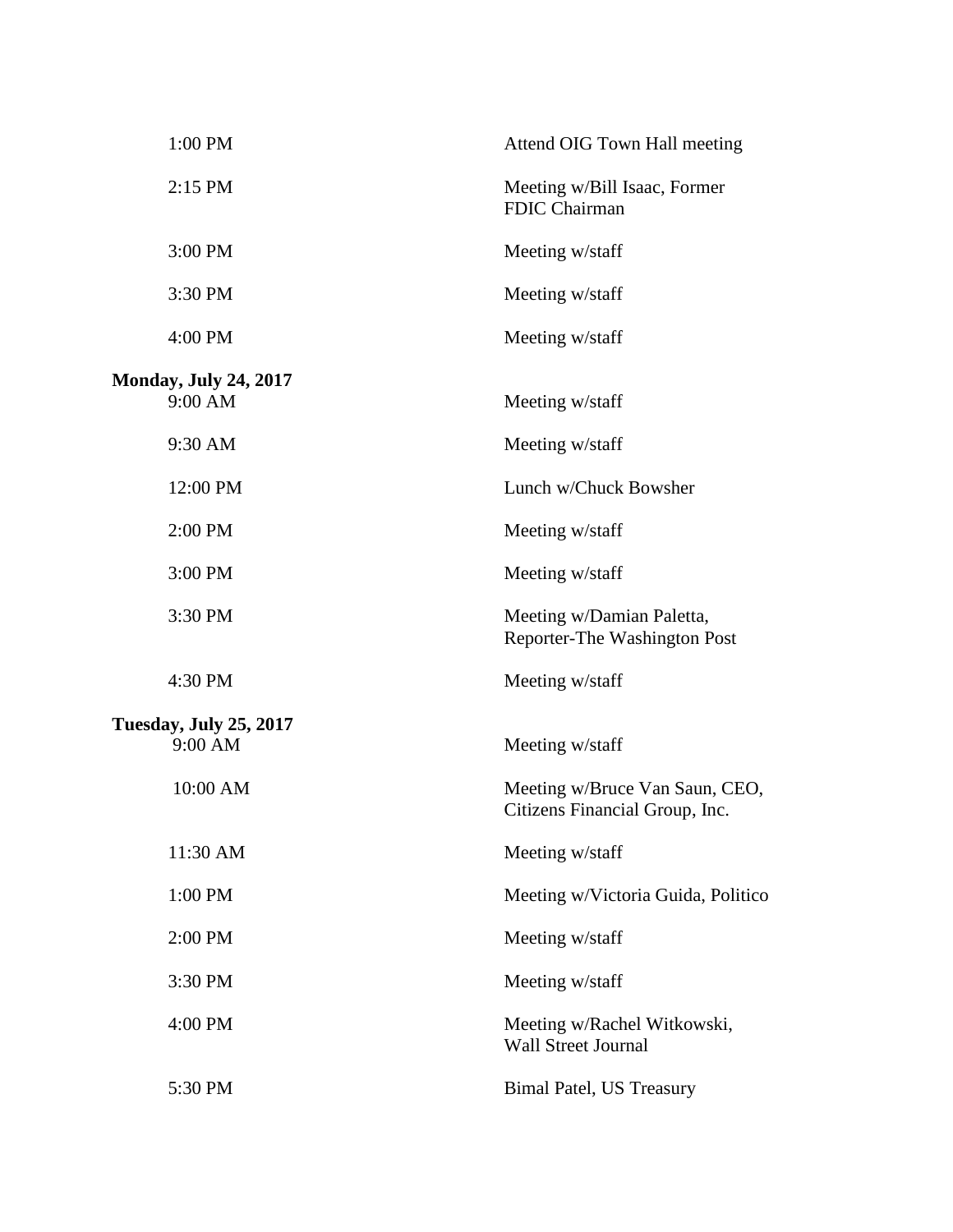| | |
|---|---|
| 1:00 PM | Attend OIG Town Hall meeting |
| 2:15 PM | Meeting w/Bill Isaac, Former FDIC Chairman |
| 3:00 PM | Meeting w/staff |
| 3:30 PM | Meeting w/staff |
| 4:00 PM | Meeting w/staff |

**Monday, July 24, 2017**

| | |
|---|---|
| 9:00 AM | Meeting w/staff |
| 9:30 AM | Meeting w/staff |
| 12:00 PM | Lunch w/Chuck Bowsher |
| 2:00 PM | Meeting w/staff |
| 3:00 PM | Meeting w/staff |
| 3:30 PM | Meeting w/Damian Paletta, Reporter-The Washington Post |
| 4:30 PM | Meeting w/staff |

**Tuesday, July 25, 2017**

| | |
|---|---|
| 9:00 AM | Meeting w/staff |
| 10:00 AM | Meeting w/Bruce Van Saun, CEO, Citizens Financial Group, Inc. |
| 11:30 AM | Meeting w/staff |
| 1:00 PM | Meeting w/Victoria Guida, Politico |
| 2:00 PM | Meeting w/staff |
| 3:30 PM | Meeting w/staff |
| 4:00 PM | Meeting w/Rachel Witkowski, Wall Street Journal |
| 5:30 PM | Bimal Patel, US Treasury |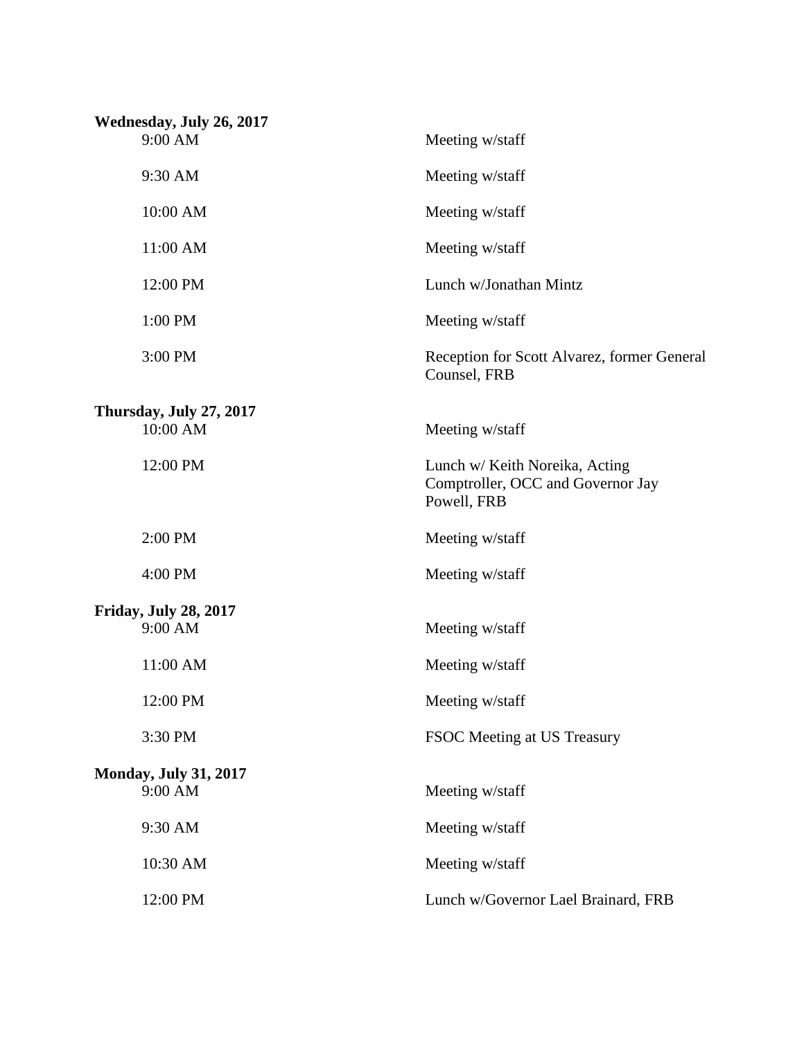**Wednesday, July 26, 2017**

| | |
|---|---|
| 9:00 AM | Meeting w/staff |
| 9:30 AM | Meeting w/staff |
| 10:00 AM | Meeting w/staff |
| 11:00 AM | Meeting w/staff |
| 12:00 PM | Lunch w/Jonathan Mintz |
| 1:00 PM | Meeting w/staff |
| 3:00 PM | Reception for Scott Alvarez, former General Counsel, FRB |

**Thursday, July 27, 2017**

| | |
|---|---|
| 10:00 AM | Meeting w/staff |
| 12:00 PM | Lunch w/ Keith Noreika, Acting Comptroller, OCC and Governor Jay Powell, FRB |
| 2:00 PM | Meeting w/staff |
| 4:00 PM | Meeting w/staff |

**Friday, July 28, 2017**

| | |
|---|---|
| 9:00 AM | Meeting w/staff |
| 11:00 AM | Meeting w/staff |
| 12:00 PM | Meeting w/staff |
| 3:30 PM | FSOC Meeting at US Treasury |

**Monday, July 31, 2017**

| | |
|---|---|
| 9:00 AM | Meeting w/staff |
| 9:30 AM | Meeting w/staff |
| 10:30 AM | Meeting w/staff |
| 12:00 PM | Lunch w/Governor Lael Brainard, FRB |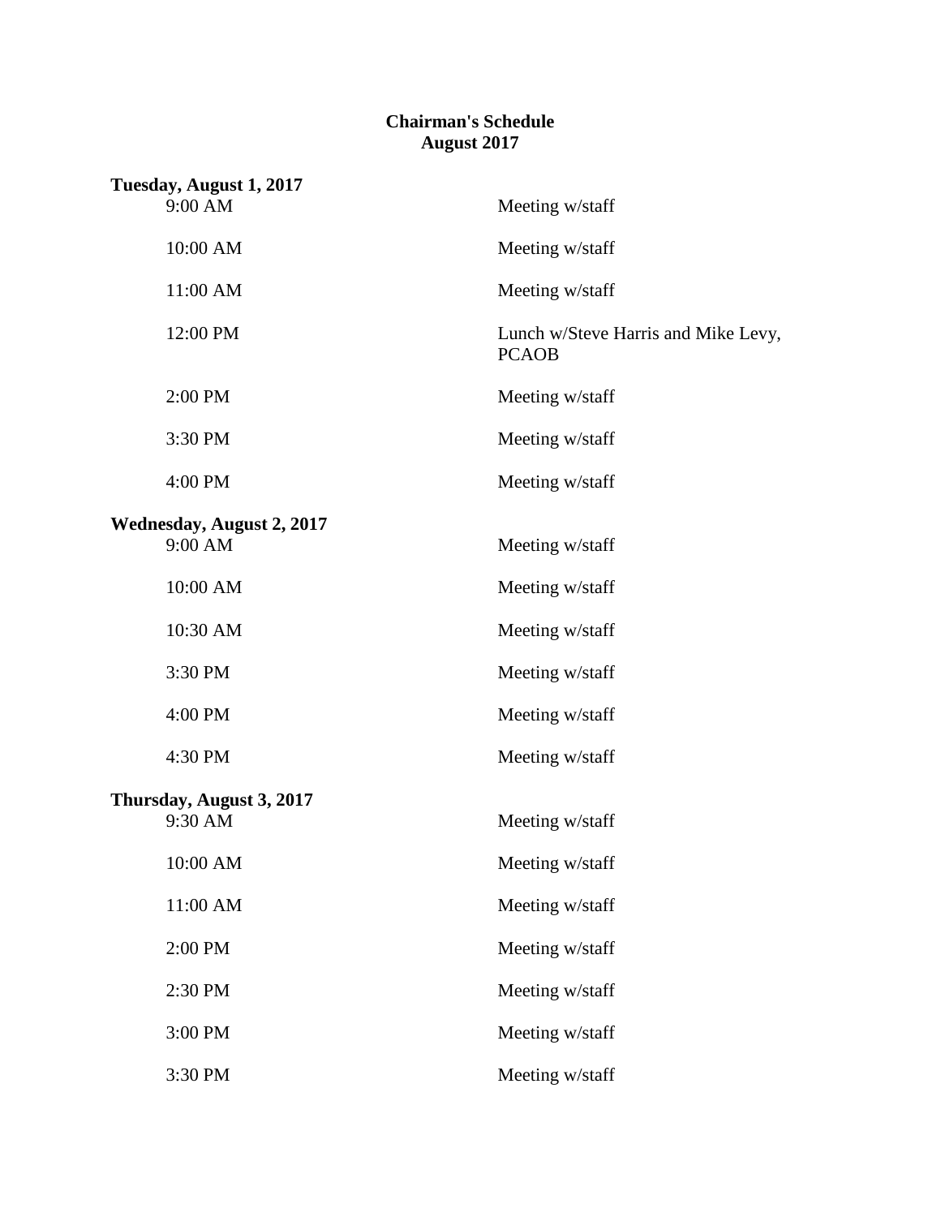**Chairman's Schedule**
**August 2017**

**Tuesday, August 1, 2017**

| | |
|---|---|
| 9:00 AM | Meeting w/staff |
| 10:00 AM | Meeting w/staff |
| 11:00 AM | Meeting w/staff |
| 12:00 PM | Lunch w/Steve Harris and Mike Levy, PCAOB |
| 2:00 PM | Meeting w/staff |
| 3:30 PM | Meeting w/staff |
| 4:00 PM | Meeting w/staff |

**Wednesday, August 2, 2017**

| | |
|---|---|
| 9:00 AM | Meeting w/staff |
| 10:00 AM | Meeting w/staff |
| 10:30 AM | Meeting w/staff |
| 3:30 PM | Meeting w/staff |
| 4:00 PM | Meeting w/staff |
| 4:30 PM | Meeting w/staff |

**Thursday, August 3, 2017**

| | |
|---|---|
| 9:30 AM | Meeting w/staff |
| 10:00 AM | Meeting w/staff |
| 11:00 AM | Meeting w/staff |
| 2:00 PM | Meeting w/staff |
| 2:30 PM | Meeting w/staff |
| 3:00 PM | Meeting w/staff |
| 3:30 PM | Meeting w/staff |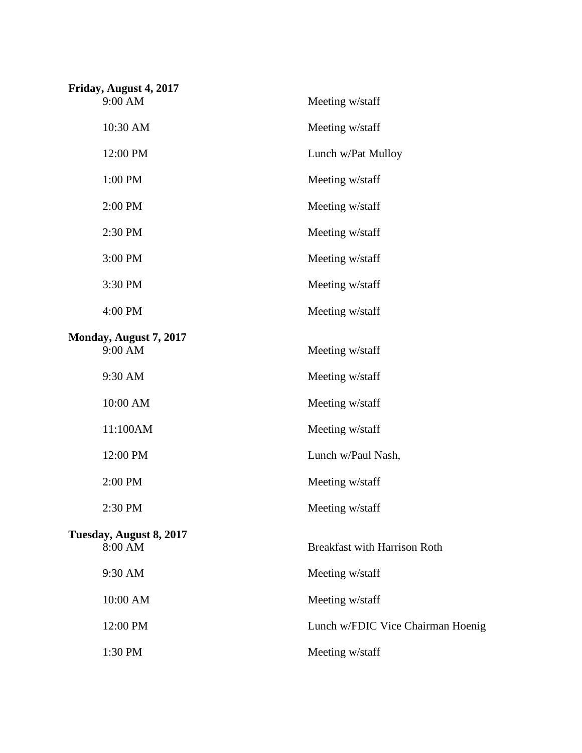**Friday, August 4, 2017**

| | |
|---|---|
| 9:00 AM | Meeting w/staff |
| 10:30 AM | Meeting w/staff |
| 12:00 PM | Lunch w/Pat Mulloy |
| 1:00 PM | Meeting w/staff |
| 2:00 PM | Meeting w/staff |
| 2:30 PM | Meeting w/staff |
| 3:00 PM | Meeting w/staff |
| 3:30 PM | Meeting w/staff |
| 4:00 PM | Meeting w/staff |

**Monday, August 7, 2017**

| | |
|---|---|
| 9:00 AM | Meeting w/staff |
| 9:30 AM | Meeting w/staff |
| 10:00 AM | Meeting w/staff |
| 11:100AM | Meeting w/staff |
| 12:00 PM | Lunch w/Paul Nash, |
| 2:00 PM | Meeting w/staff |
| 2:30 PM | Meeting w/staff |

**Tuesday, August 8, 2017**

| | |
|---|---|
| 8:00 AM | Breakfast with Harrison Roth |
| 9:30 AM | Meeting w/staff |
| 10:00 AM | Meeting w/staff |
| 12:00 PM | Lunch w/FDIC Vice Chairman Hoenig |
| 1:30 PM | Meeting w/staff |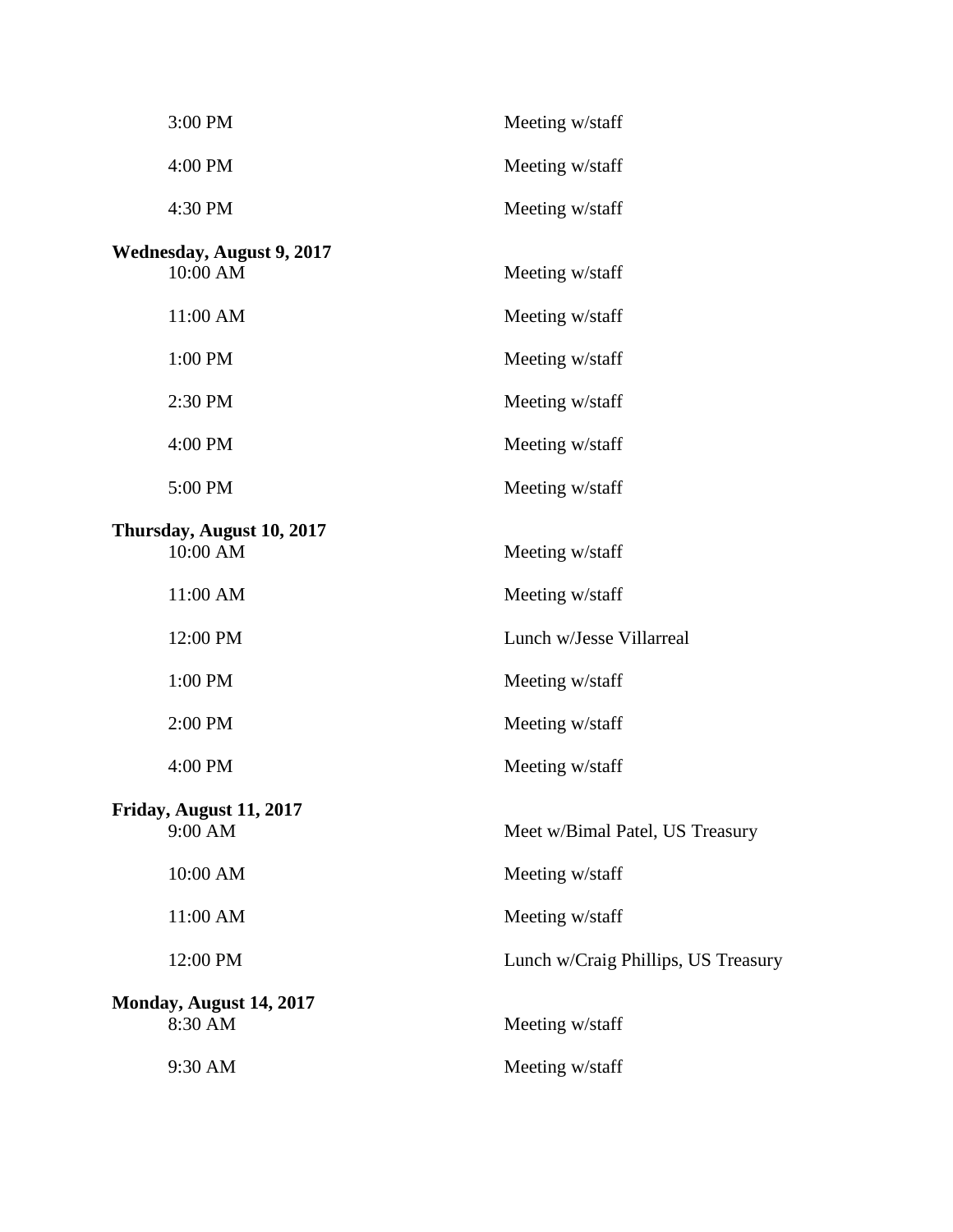| | |
|---|---|
| 3:00 PM | Meeting w/staff |
| 4:00 PM | Meeting w/staff |
| 4:30 PM | Meeting w/staff |

**Wednesday, August 9, 2017**

| | |
|---|---|
| 10:00 AM | Meeting w/staff |
| 11:00 AM | Meeting w/staff |
| 1:00 PM | Meeting w/staff |
| 2:30 PM | Meeting w/staff |
| 4:00 PM | Meeting w/staff |
| 5:00 PM | Meeting w/staff |

**Thursday, August 10, 2017**

| | |
|---|---|
| 10:00 AM | Meeting w/staff |
| 11:00 AM | Meeting w/staff |
| 12:00 PM | Lunch w/Jesse Villarreal |
| 1:00 PM | Meeting w/staff |
| 2:00 PM | Meeting w/staff |
| 4:00 PM | Meeting w/staff |

**Friday, August 11, 2017**

| | |
|---|---|
| 9:00 AM | Meet w/Bimal Patel, US Treasury |
| 10:00 AM | Meeting w/staff |
| 11:00 AM | Meeting w/staff |
| 12:00 PM | Lunch w/Craig Phillips, US Treasury |

**Monday, August 14, 2017**

| | |
|---|---|
| 8:30 AM | Meeting w/staff |
| 9:30 AM | Meeting w/staff |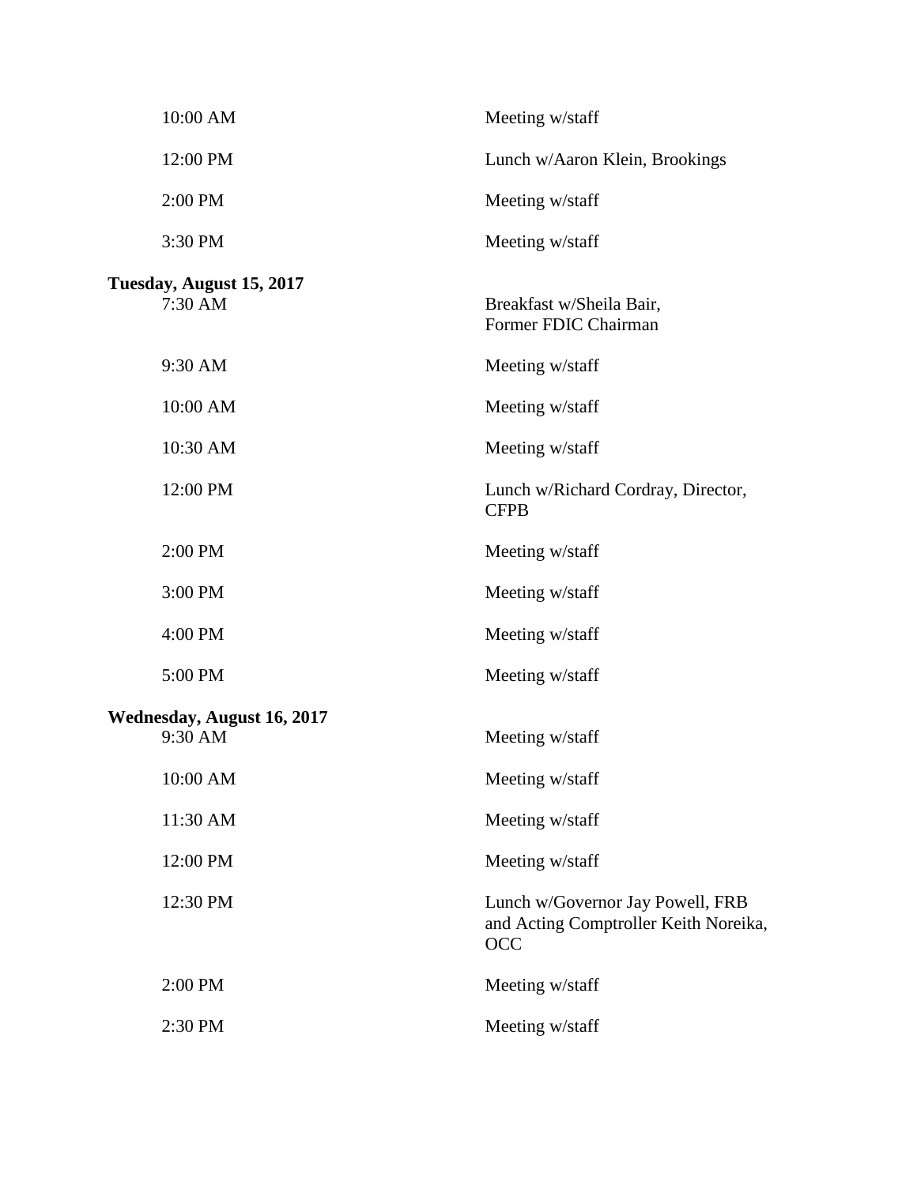| | |
|---|---|
| 10:00 AM | Meeting w/staff |
| 12:00 PM | Lunch w/Aaron Klein, Brookings |
| 2:00 PM | Meeting w/staff |
| 3:30 PM | Meeting w/staff |

**Tuesday, August 15, 2017**

| | |
|---|---|
| 7:30 AM | Breakfast w/Sheila Bair, Former FDIC Chairman |
| 9:30 AM | Meeting w/staff |
| 10:00 AM | Meeting w/staff |
| 10:30 AM | Meeting w/staff |
| 12:00 PM | Lunch w/Richard Cordray, Director, CFPB |
| 2:00 PM | Meeting w/staff |
| 3:00 PM | Meeting w/staff |
| 4:00 PM | Meeting w/staff |
| 5:00 PM | Meeting w/staff |

**Wednesday, August 16, 2017**

| | |
|---|---|
| 9:30 AM | Meeting w/staff |
| 10:00 AM | Meeting w/staff |
| 11:30 AM | Meeting w/staff |
| 12:00 PM | Meeting w/staff |
| 12:30 PM | Lunch w/Governor Jay Powell, FRB and Acting Comptroller Keith Noreika, OCC |
| 2:00 PM | Meeting w/staff |
| 2:30 PM | Meeting w/staff |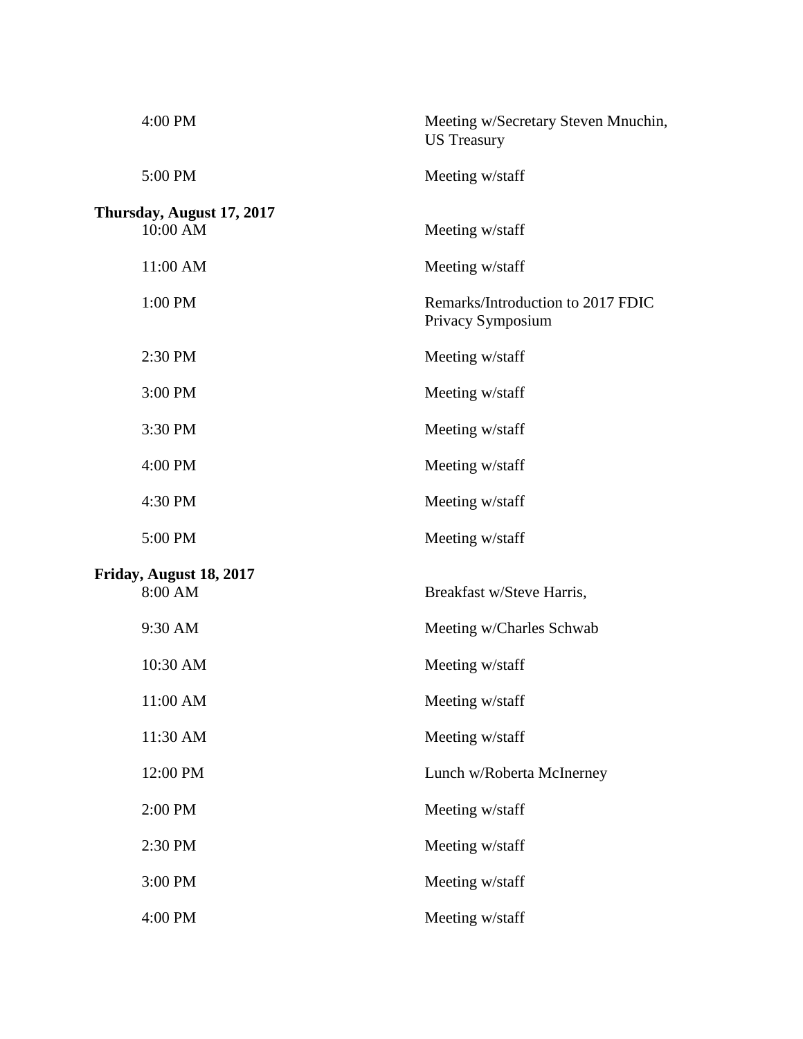| | |
|---|---|
| 4:00 PM | Meeting w/Secretary Steven Mnuchin, US Treasury |
| 5:00 PM | Meeting w/staff |

**Thursday, August 17, 2017**

| | |
|---|---|
| 10:00 AM | Meeting w/staff |
| 11:00 AM | Meeting w/staff |
| 1:00 PM | Remarks/Introduction to 2017 FDIC Privacy Symposium |
| 2:30 PM | Meeting w/staff |
| 3:00 PM | Meeting w/staff |
| 3:30 PM | Meeting w/staff |
| 4:00 PM | Meeting w/staff |
| 4:30 PM | Meeting w/staff |
| 5:00 PM | Meeting w/staff |

**Friday, August 18, 2017**

| | |
|---|---|
| 8:00 AM | Breakfast w/Steve Harris, |
| 9:30 AM | Meeting w/Charles Schwab |
| 10:30 AM | Meeting w/staff |
| 11:00 AM | Meeting w/staff |
| 11:30 AM | Meeting w/staff |
| 12:00 PM | Lunch w/Roberta McInerney |
| 2:00 PM | Meeting w/staff |
| 2:30 PM | Meeting w/staff |
| 3:00 PM | Meeting w/staff |
| 4:00 PM | Meeting w/staff |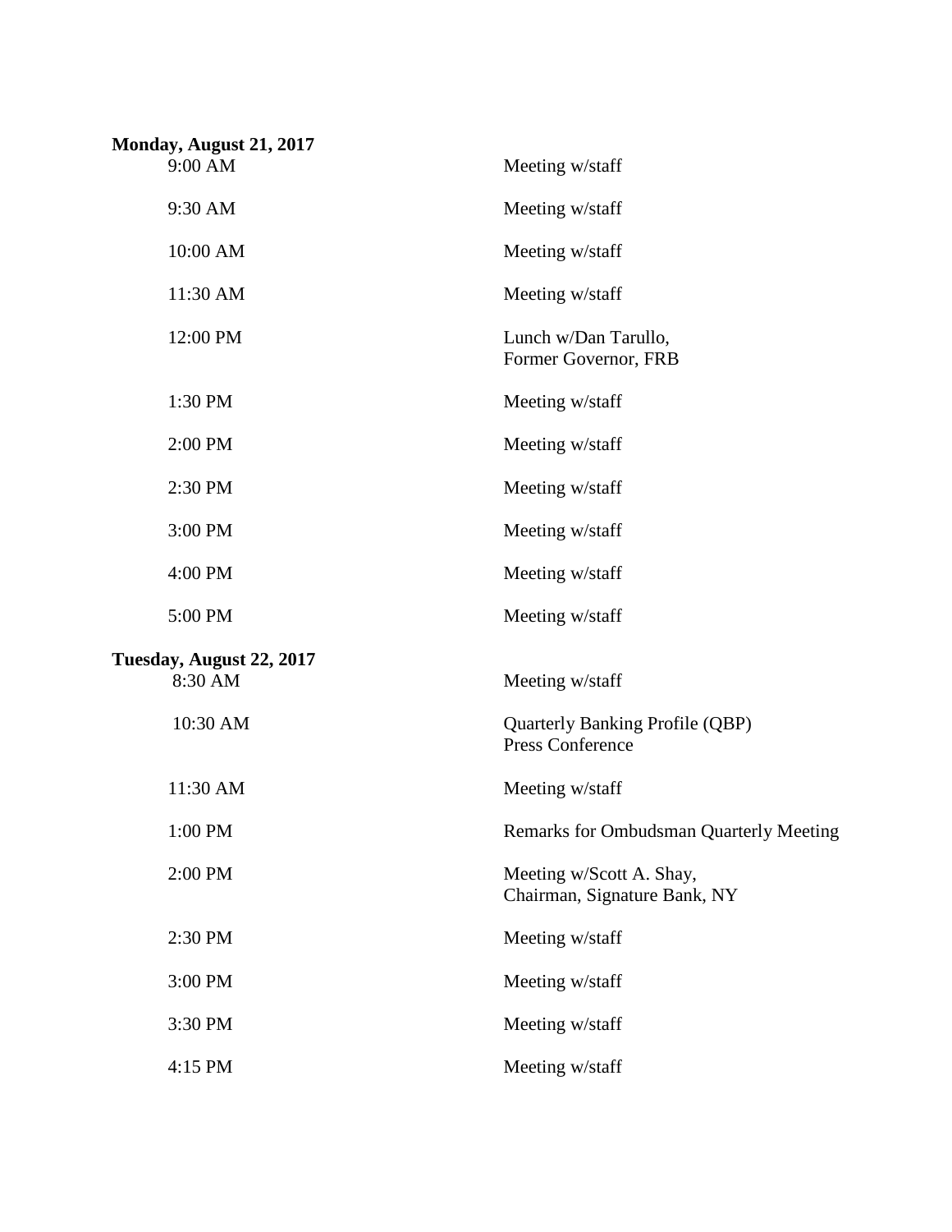**Monday, August 21, 2017**

| | |
|---|---|
| 9:00 AM | Meeting w/staff |
| 9:30 AM | Meeting w/staff |
| 10:00 AM | Meeting w/staff |
| 11:30 AM | Meeting w/staff |
| 12:00 PM | Lunch w/Dan Tarullo, Former Governor, FRB |
| 1:30 PM | Meeting w/staff |
| 2:00 PM | Meeting w/staff |
| 2:30 PM | Meeting w/staff |
| 3:00 PM | Meeting w/staff |
| 4:00 PM | Meeting w/staff |
| 5:00 PM | Meeting w/staff |

**Tuesday, August 22, 2017**

| | |
|---|---|
| 8:30 AM | Meeting w/staff |
| 10:30 AM | Quarterly Banking Profile (QBP) Press Conference |
| 11:30 AM | Meeting w/staff |
| 1:00 PM | Remarks for Ombudsman Quarterly Meeting |
| 2:00 PM | Meeting w/Scott A. Shay, Chairman, Signature Bank, NY |
| 2:30 PM | Meeting w/staff |
| 3:00 PM | Meeting w/staff |
| 3:30 PM | Meeting w/staff |
| 4:15 PM | Meeting w/staff |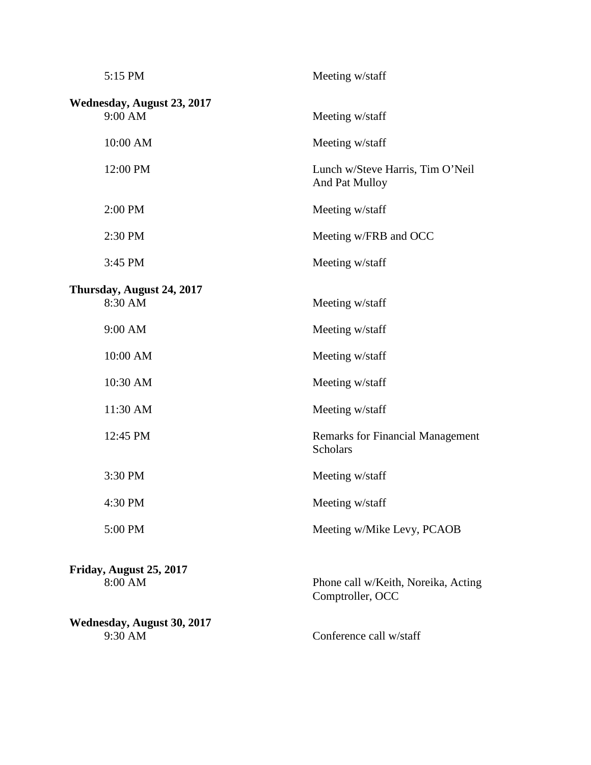| | |
|---|---|
| 5:15 PM | Meeting w/staff |

**Wednesday, August 23, 2017**

| | |
|---|---|
| 9:00 AM | Meeting w/staff |
| 10:00 AM | Meeting w/staff |
| 12:00 PM | Lunch w/Steve Harris, Tim O'Neil And Pat Mulloy |
| 2:00 PM | Meeting w/staff |
| 2:30 PM | Meeting w/FRB and OCC |
| 3:45 PM | Meeting w/staff |

**Thursday, August 24, 2017**

| | |
|---|---|
| 8:30 AM | Meeting w/staff |
| 9:00 AM | Meeting w/staff |
| 10:00 AM | Meeting w/staff |
| 10:30 AM | Meeting w/staff |
| 11:30 AM | Meeting w/staff |
| 12:45 PM | Remarks for Financial Management Scholars |
| 3:30 PM | Meeting w/staff |
| 4:30 PM | Meeting w/staff |
| 5:00 PM | Meeting w/Mike Levy, PCAOB |

**Friday, August 25, 2017**

| | |
|---|---|
| 8:00 AM | Phone call w/Keith, Noreika, Acting Comptroller, OCC |

**Wednesday, August 30, 2017**

| | |
|---|---|
| 9:30 AM | Conference call w/staff |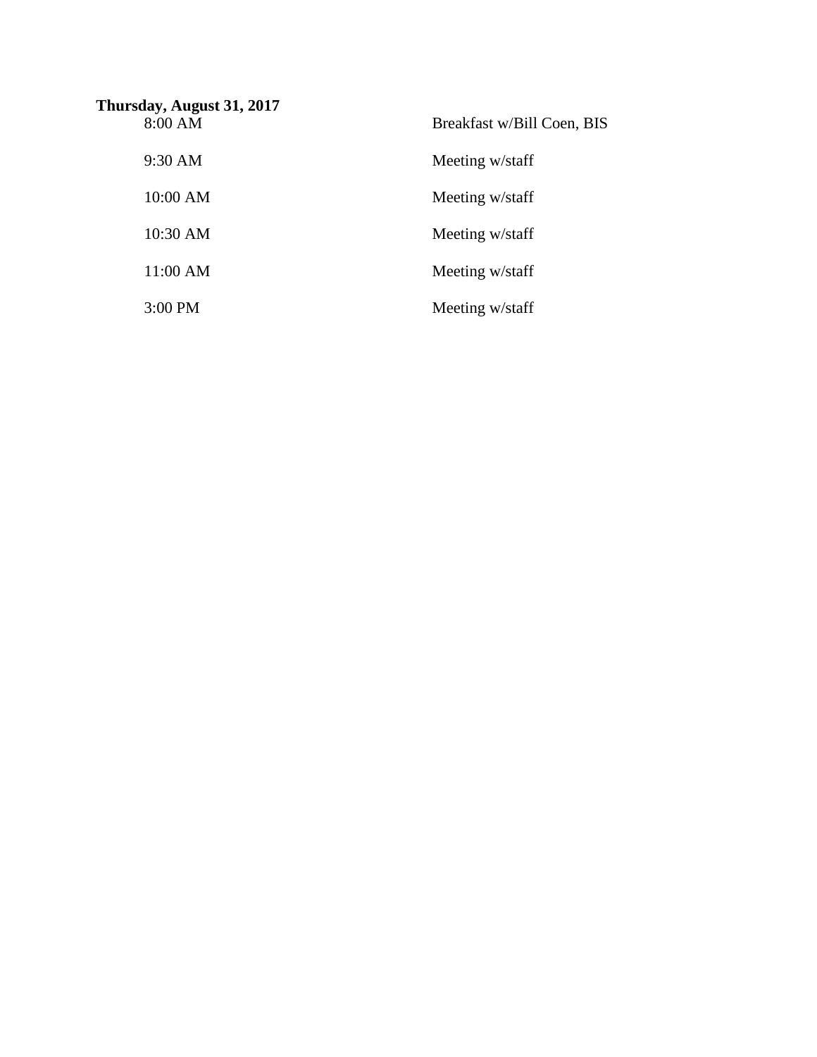**Thursday, August 31, 2017**

| | |
|---|---|
| 8:00 AM | Breakfast w/Bill Coen, BIS |
| 9:30 AM | Meeting w/staff |
| 10:00 AM | Meeting w/staff |
| 10:30 AM | Meeting w/staff |
| 11:00 AM | Meeting w/staff |
| 3:00 PM | Meeting w/staff |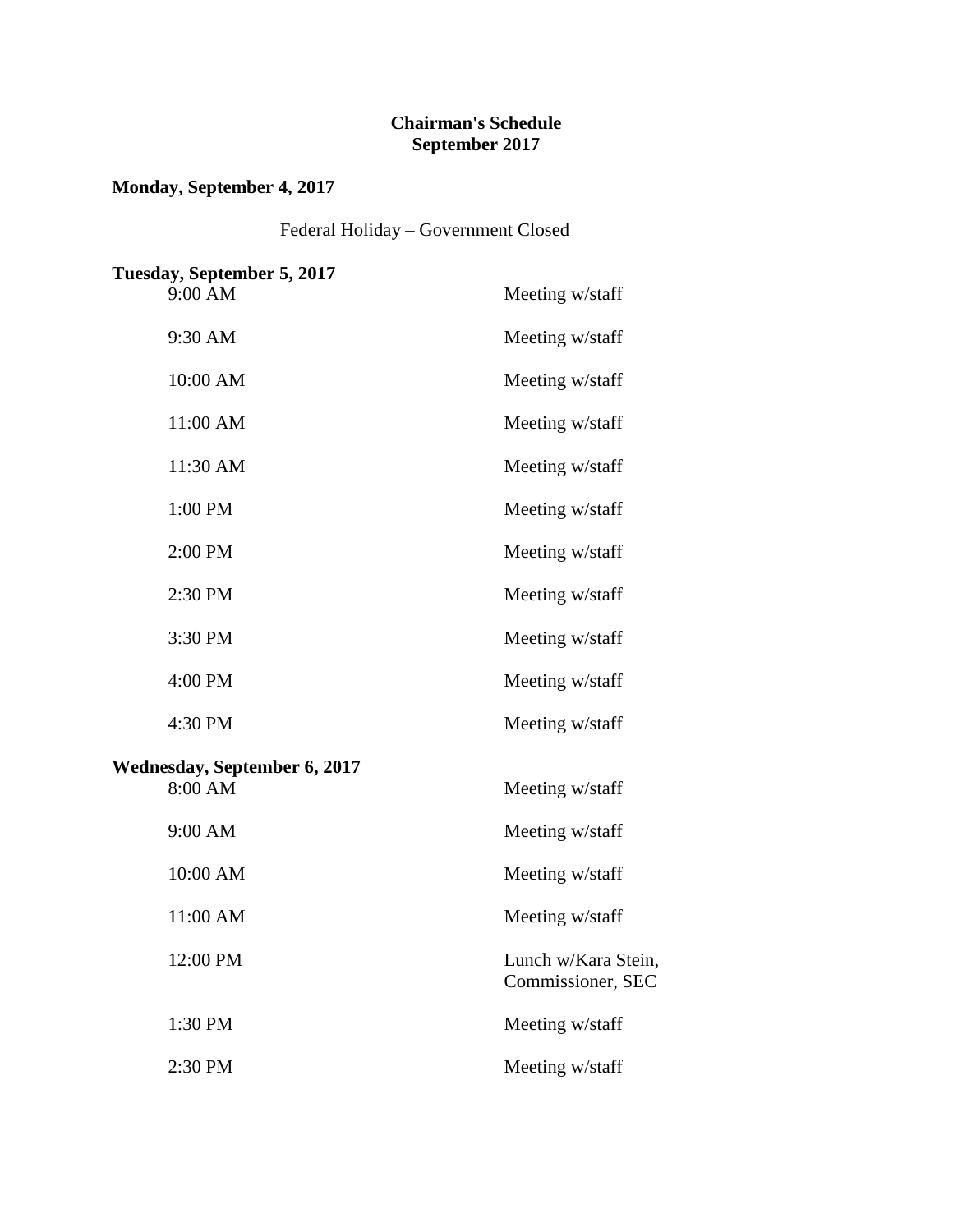**Chairman's Schedule**
**September 2017**

**Monday, September 4, 2017**

Federal Holiday – Government Closed

**Tuesday, September 5, 2017**

| | |
|---|---|
| 9:00 AM | Meeting w/staff |
| 9:30 AM | Meeting w/staff |
| 10:00 AM | Meeting w/staff |
| 11:00 AM | Meeting w/staff |
| 11:30 AM | Meeting w/staff |
| 1:00 PM | Meeting w/staff |
| 2:00 PM | Meeting w/staff |
| 2:30 PM | Meeting w/staff |
| 3:30 PM | Meeting w/staff |
| 4:00 PM | Meeting w/staff |
| 4:30 PM | Meeting w/staff |

**Wednesday, September 6, 2017**

| | |
|---|---|
| 8:00 AM | Meeting w/staff |
| 9:00 AM | Meeting w/staff |
| 10:00 AM | Meeting w/staff |
| 11:00 AM | Meeting w/staff |
| 12:00 PM | Lunch w/Kara Stein, Commissioner, SEC |
| 1:30 PM | Meeting w/staff |
| 2:30 PM | Meeting w/staff |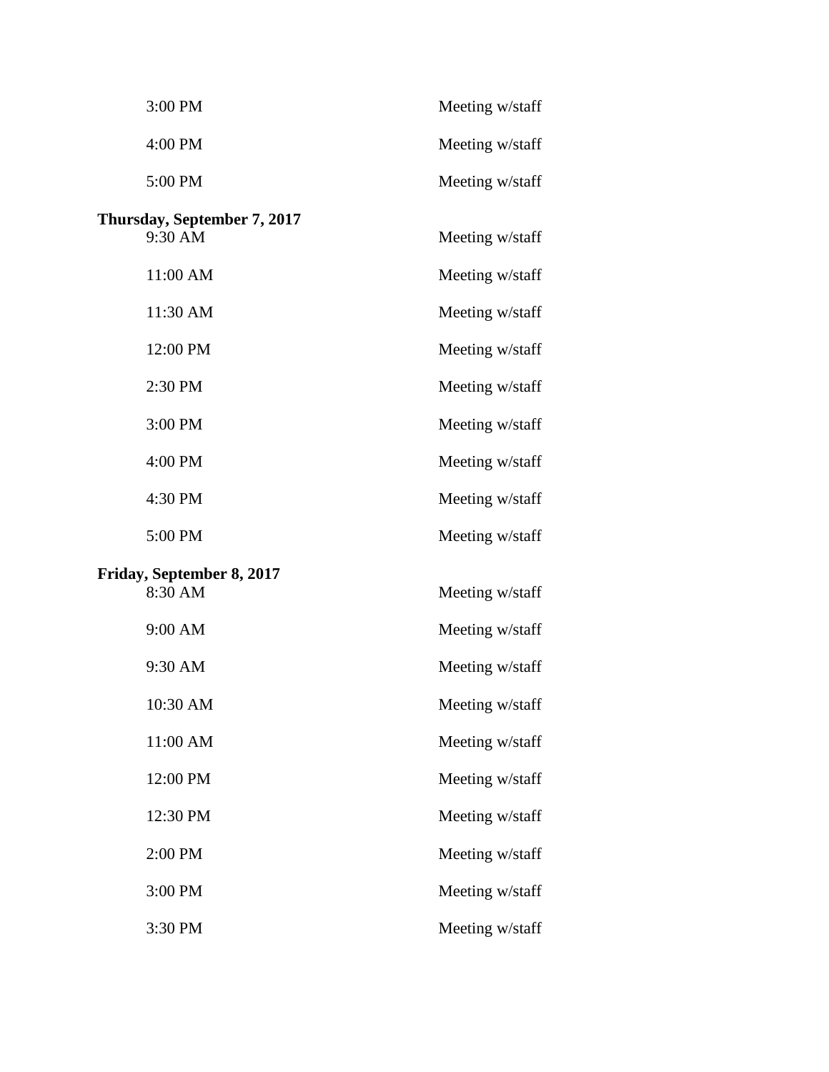3:00 PM Meeting w/staff

4:00 PM Meeting w/staff

5:00 PM Meeting w/staff

**Thursday, September 7, 2017**

9:30 AM Meeting w/staff

11:00 AM Meeting w/staff

11:30 AM Meeting w/staff

12:00 PM Meeting w/staff

2:30 PM Meeting w/staff

3:00 PM Meeting w/staff

4:00 PM Meeting w/staff

4:30 PM Meeting w/staff

5:00 PM Meeting w/staff

**Friday, September 8, 2017**

8:30 AM Meeting w/staff

9:00 AM Meeting w/staff

9:30 AM Meeting w/staff

10:30 AM Meeting w/staff

11:00 AM Meeting w/staff

12:00 PM Meeting w/staff

12:30 PM Meeting w/staff

2:00 PM Meeting w/staff

3:00 PM Meeting w/staff

3:30 PM Meeting w/staff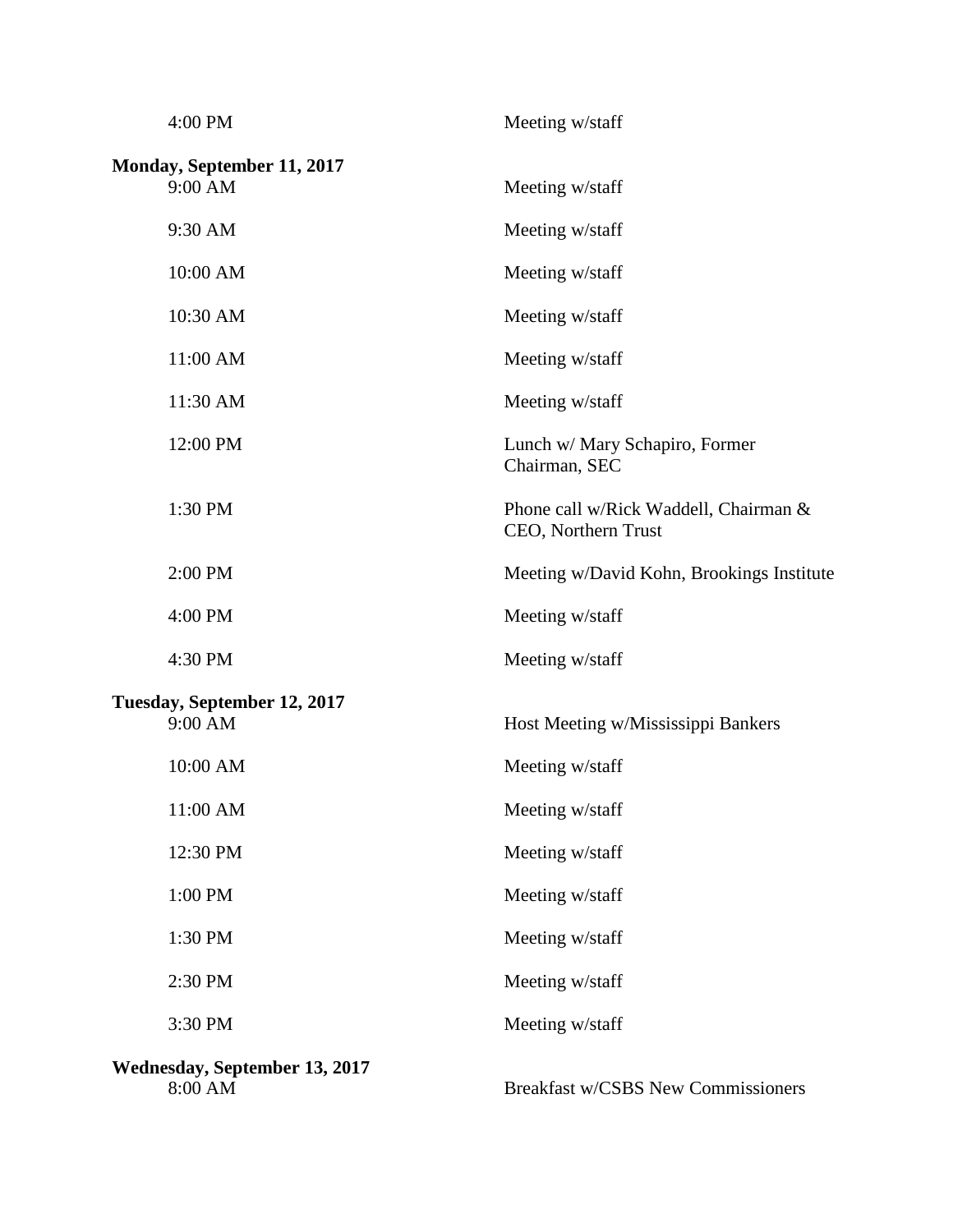| | |
|---|---|
| 4:00 PM | Meeting w/staff |

**Monday, September 11, 2017**

| | |
|---|---|
| 9:00 AM | Meeting w/staff |
| 9:30 AM | Meeting w/staff |
| 10:00 AM | Meeting w/staff |
| 10:30 AM | Meeting w/staff |
| 11:00 AM | Meeting w/staff |
| 11:30 AM | Meeting w/staff |
| 12:00 PM | Lunch w/ Mary Schapiro, Former Chairman, SEC |
| 1:30 PM | Phone call w/Rick Waddell, Chairman & CEO, Northern Trust |
| 2:00 PM | Meeting w/David Kohn, Brookings Institute |
| 4:00 PM | Meeting w/staff |
| 4:30 PM | Meeting w/staff |

**Tuesday, September 12, 2017**

| | |
|---|---|
| 9:00 AM | Host Meeting w/Mississippi Bankers |
| 10:00 AM | Meeting w/staff |
| 11:00 AM | Meeting w/staff |
| 12:30 PM | Meeting w/staff |
| 1:00 PM | Meeting w/staff |
| 1:30 PM | Meeting w/staff |
| 2:30 PM | Meeting w/staff |
| 3:30 PM | Meeting w/staff |

**Wednesday, September 13, 2017**

| | |
|---|---|
| 8:00 AM | Breakfast w/CSBS New Commissioners |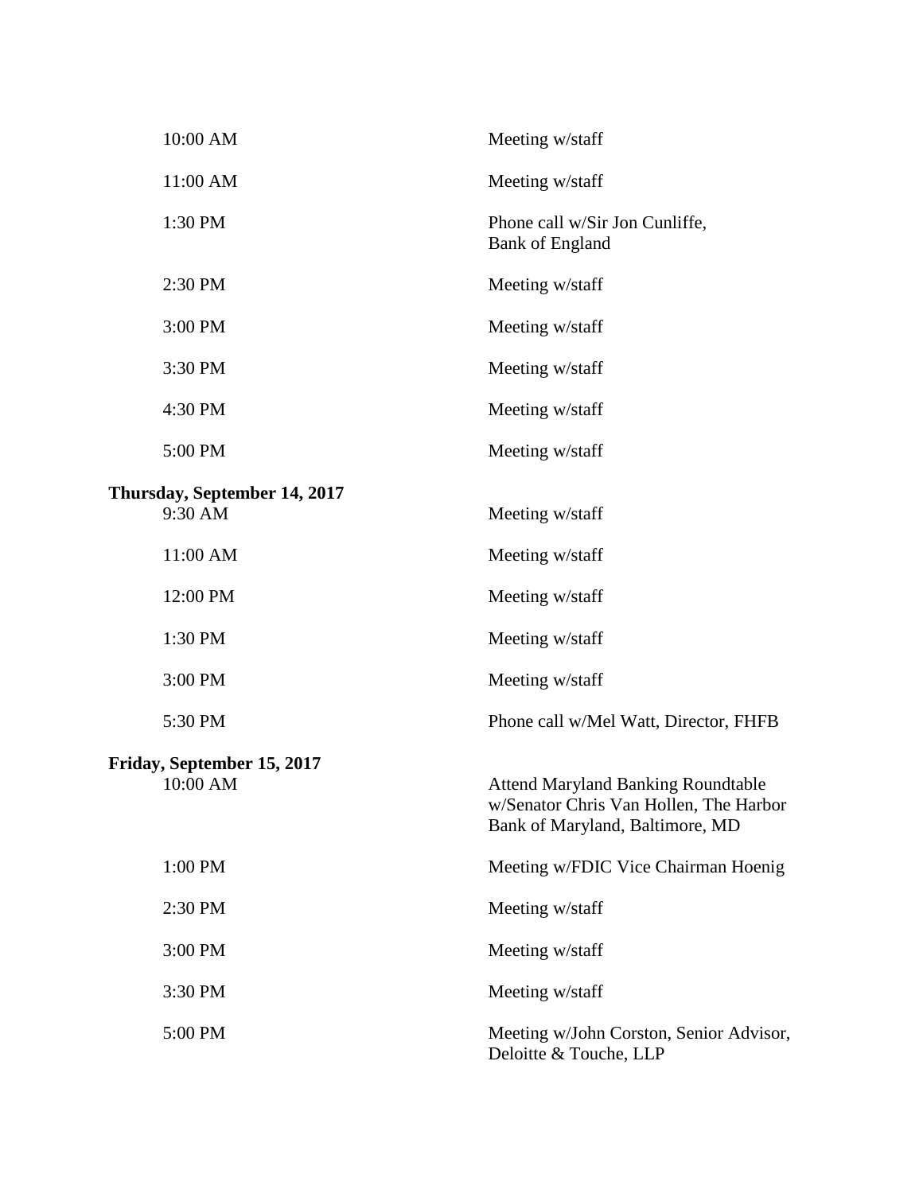| | |
|---|---|
| 10:00 AM | Meeting w/staff |
| 11:00 AM | Meeting w/staff |
| 1:30 PM | Phone call w/Sir Jon Cunliffe, Bank of England |
| 2:30 PM | Meeting w/staff |
| 3:00 PM | Meeting w/staff |
| 3:30 PM | Meeting w/staff |
| 4:30 PM | Meeting w/staff |
| 5:00 PM | Meeting w/staff |

**Thursday, September 14, 2017**

| | |
|---|---|
| 9:30 AM | Meeting w/staff |
| 11:00 AM | Meeting w/staff |
| 12:00 PM | Meeting w/staff |
| 1:30 PM | Meeting w/staff |
| 3:00 PM | Meeting w/staff |
| 5:30 PM | Phone call w/Mel Watt, Director, FHFB |

**Friday, September 15, 2017**

| | |
|---|---|
| 10:00 AM | Attend Maryland Banking Roundtable w/Senator Chris Van Hollen, The Harbor Bank of Maryland, Baltimore, MD |
| 1:00 PM | Meeting w/FDIC Vice Chairman Hoenig |
| 2:30 PM | Meeting w/staff |
| 3:00 PM | Meeting w/staff |
| 3:30 PM | Meeting w/staff |
| 5:00 PM | Meeting w/John Corston, Senior Advisor, Deloitte & Touche, LLP |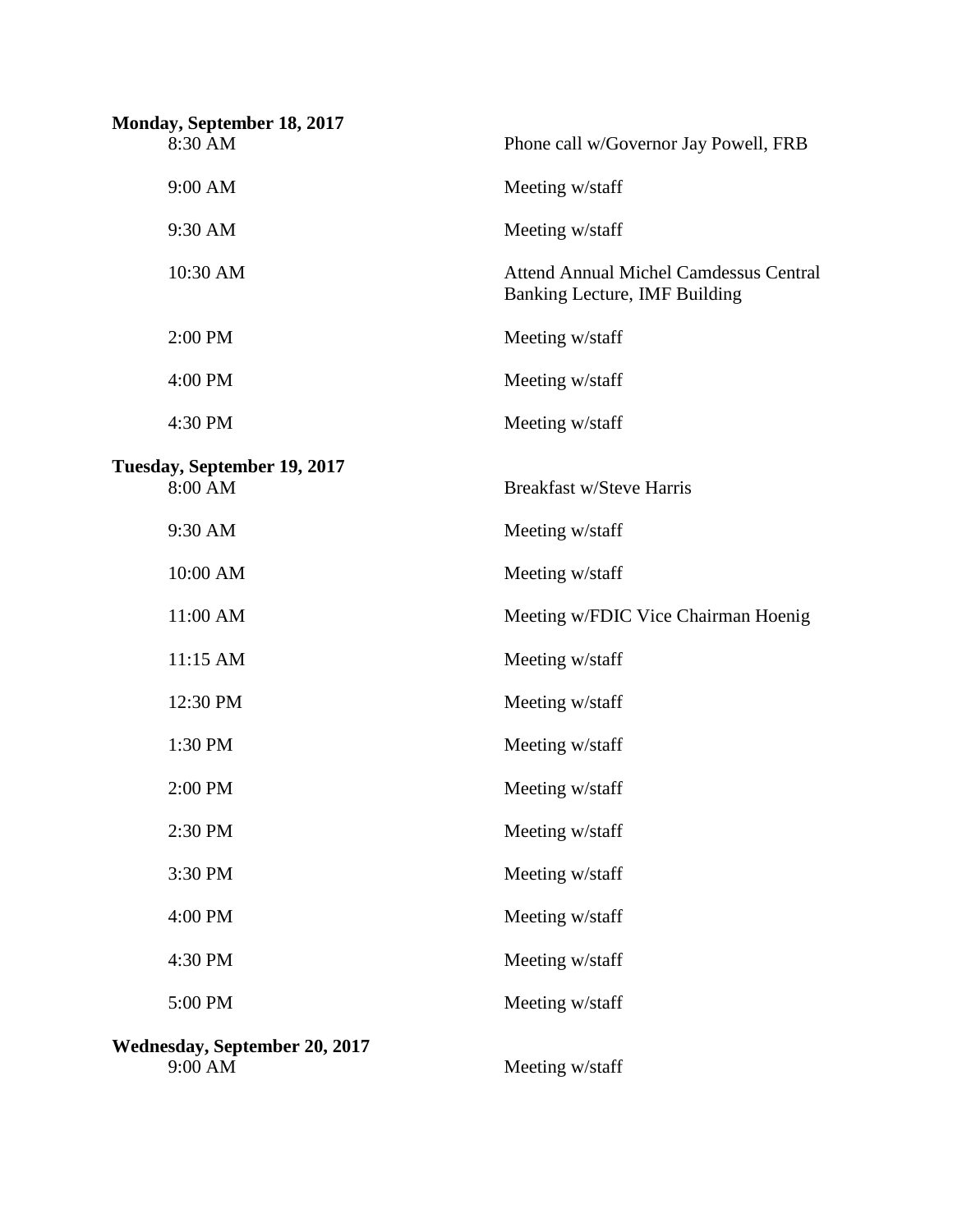**Monday, September 18, 2017**

| | |
|---|---|
| 8:30 AM | Phone call w/Governor Jay Powell, FRB |
| 9:00 AM | Meeting w/staff |
| 9:30 AM | Meeting w/staff |
| 10:30 AM | Attend Annual Michel Camdessus Central Banking Lecture, IMF Building |
| 2:00 PM | Meeting w/staff |
| 4:00 PM | Meeting w/staff |
| 4:30 PM | Meeting w/staff |

**Tuesday, September 19, 2017**

| | |
|---|---|
| 8:00 AM | Breakfast w/Steve Harris |
| 9:30 AM | Meeting w/staff |
| 10:00 AM | Meeting w/staff |
| 11:00 AM | Meeting w/FDIC Vice Chairman Hoenig |
| 11:15 AM | Meeting w/staff |
| 12:30 PM | Meeting w/staff |
| 1:30 PM | Meeting w/staff |
| 2:00 PM | Meeting w/staff |
| 2:30 PM | Meeting w/staff |
| 3:30 PM | Meeting w/staff |
| 4:00 PM | Meeting w/staff |
| 4:30 PM | Meeting w/staff |
| 5:00 PM | Meeting w/staff |

**Wednesday, September 20, 2017**

| | |
|---|---|
| 9:00 AM | Meeting w/staff |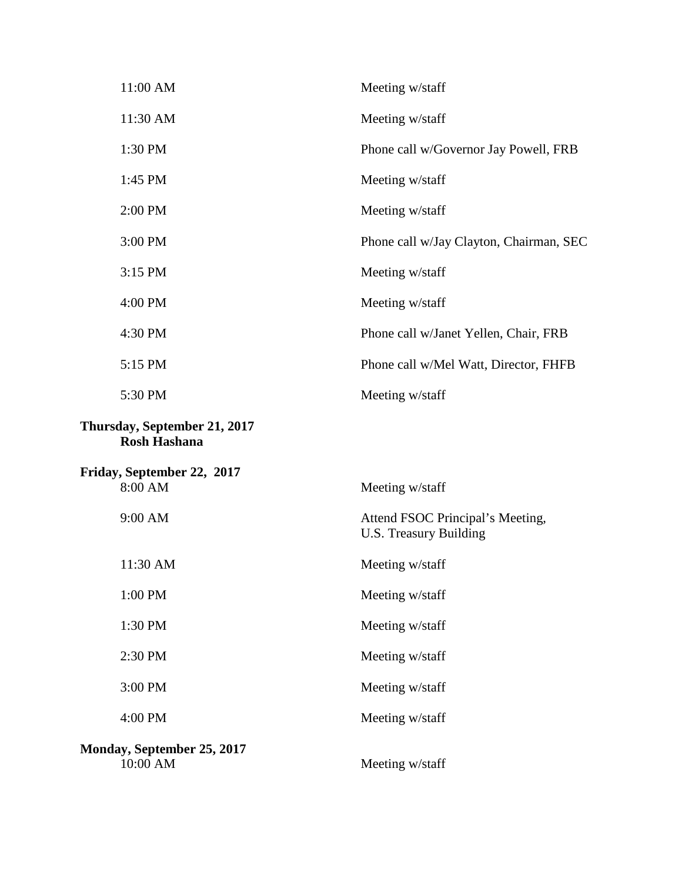| | |
|---|---|
| 11:00 AM | Meeting w/staff |
| 11:30 AM | Meeting w/staff |
| 1:30 PM | Phone call w/Governor Jay Powell, FRB |
| 1:45 PM | Meeting w/staff |
| 2:00 PM | Meeting w/staff |
| 3:00 PM | Phone call w/Jay Clayton, Chairman, SEC |
| 3:15 PM | Meeting w/staff |
| 4:00 PM | Meeting w/staff |
| 4:30 PM | Phone call w/Janet Yellen, Chair, FRB |
| 5:15 PM | Phone call w/Mel Watt, Director, FHFB |
| 5:30 PM | Meeting w/staff |

**Thursday, September 21, 2017**
**Rosh Hashana**

**Friday, September 22, 2017**

| | |
|---|---|
| 8:00 AM | Meeting w/staff |
| 9:00 AM | Attend FSOC Principal's Meeting, U.S. Treasury Building |
| 11:30 AM | Meeting w/staff |
| 1:00 PM | Meeting w/staff |
| 1:30 PM | Meeting w/staff |
| 2:30 PM | Meeting w/staff |
| 3:00 PM | Meeting w/staff |
| 4:00 PM | Meeting w/staff |

**Monday, September 25, 2017**

| | |
|---|---|
| 10:00 AM | Meeting w/staff |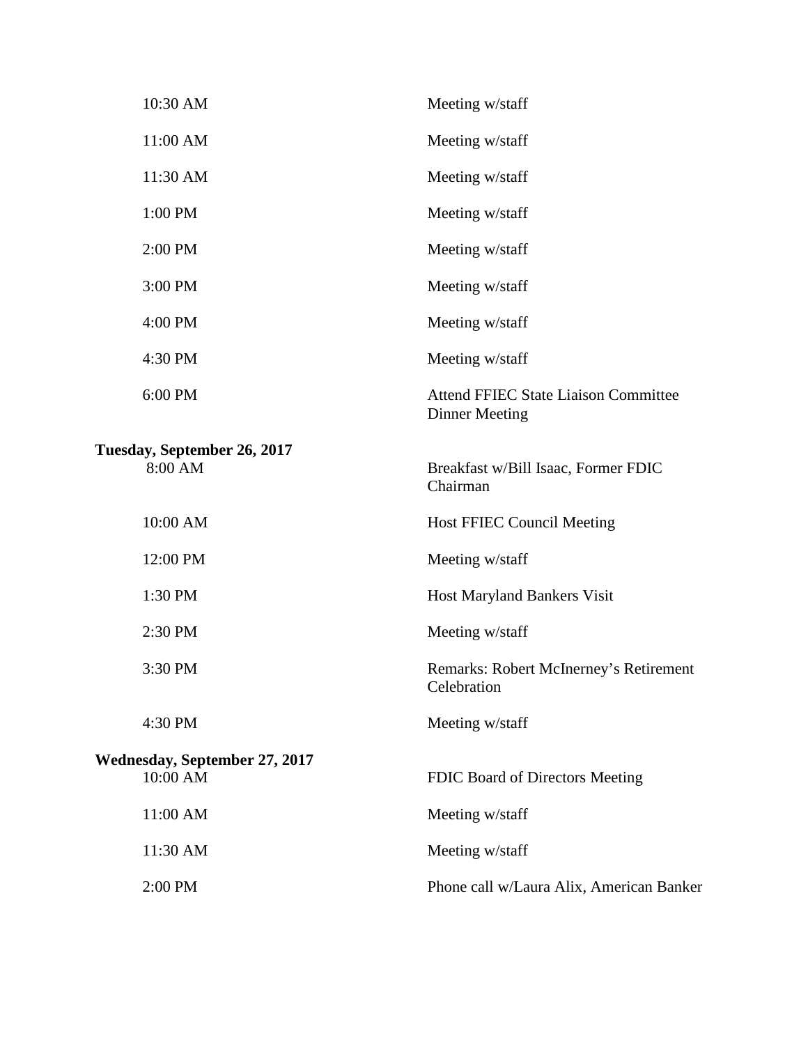| | |
|---|---|
| 10:30 AM | Meeting w/staff |
| 11:00 AM | Meeting w/staff |
| 11:30 AM | Meeting w/staff |
| 1:00 PM | Meeting w/staff |
| 2:00 PM | Meeting w/staff |
| 3:00 PM | Meeting w/staff |
| 4:00 PM | Meeting w/staff |
| 4:30 PM | Meeting w/staff |
| 6:00 PM | Attend FFIEC State Liaison Committee Dinner Meeting |

**Tuesday, September 26, 2017**

| | |
|---|---|
| 8:00 AM | Breakfast w/Bill Isaac, Former FDIC Chairman |
| 10:00 AM | Host FFIEC Council Meeting |
| 12:00 PM | Meeting w/staff |
| 1:30 PM | Host Maryland Bankers Visit |
| 2:30 PM | Meeting w/staff |
| 3:30 PM | Remarks: Robert McInerney's Retirement Celebration |
| 4:30 PM | Meeting w/staff |

**Wednesday, September 27, 2017**

| | |
|---|---|
| 10:00 AM | FDIC Board of Directors Meeting |
| 11:00 AM | Meeting w/staff |
| 11:30 AM | Meeting w/staff |
| 2:00 PM | Phone call w/Laura Alix, American Banker |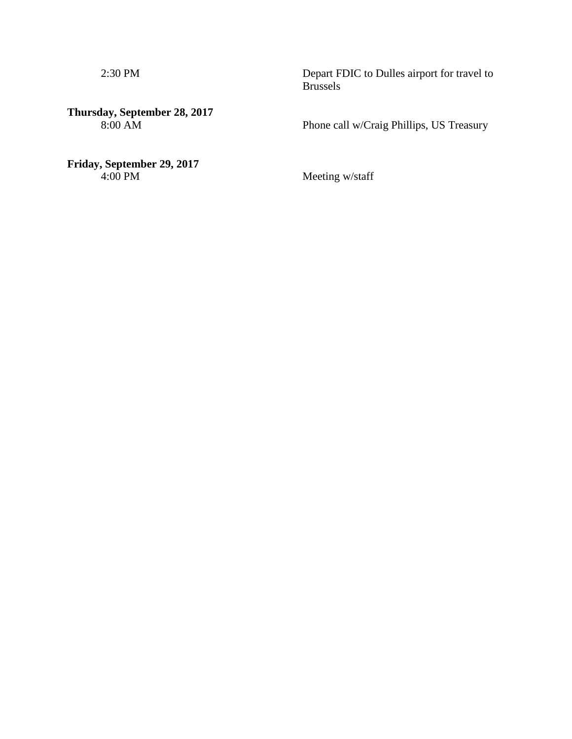2:30 PM — Depart FDIC to Dulles airport for travel to Brussels

**Thursday, September 28, 2017**

8:00 AM — Phone call w/Craig Phillips, US Treasury

**Friday, September 29, 2017**

4:00 PM — Meeting w/staff